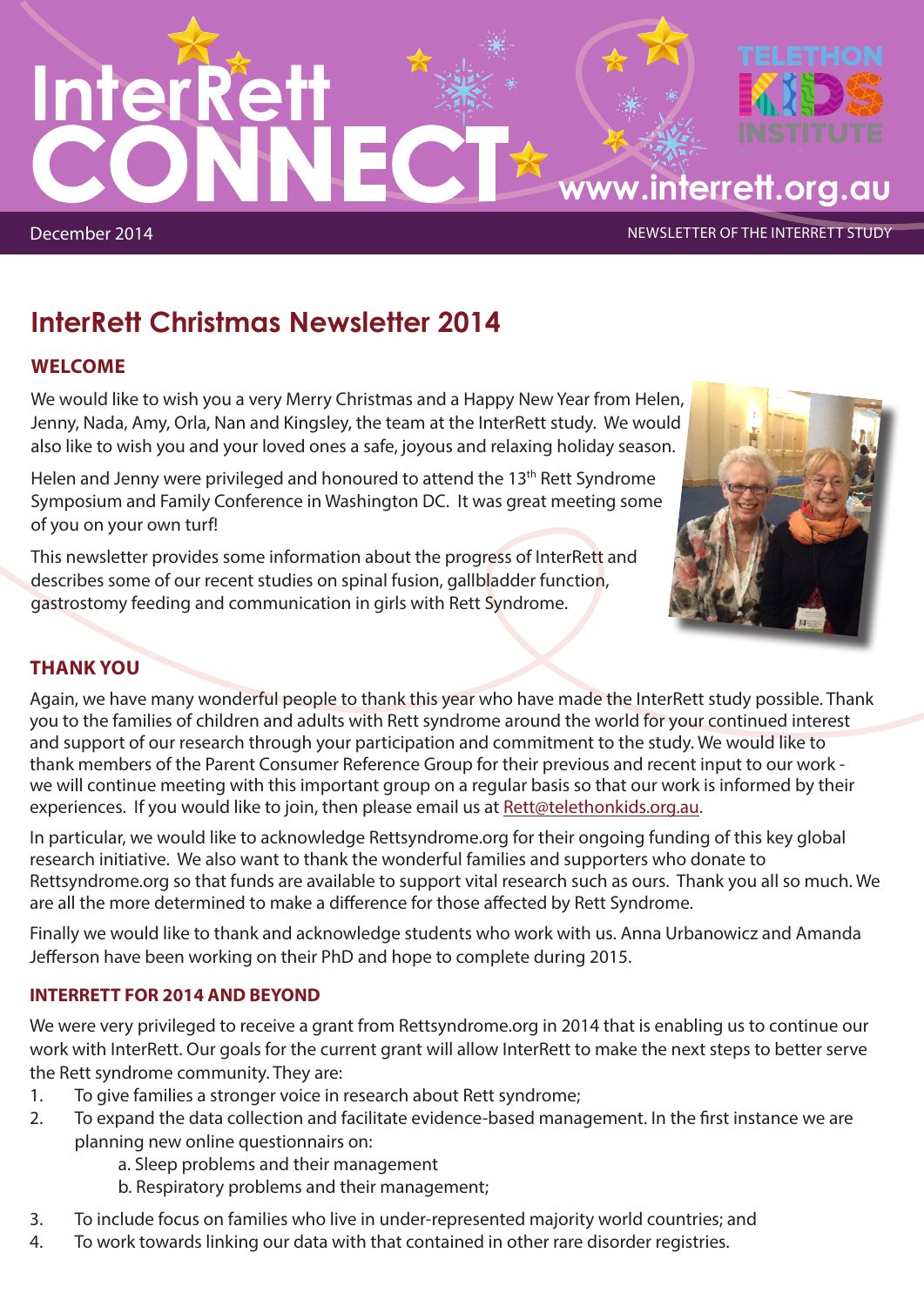# InterRett CONNECT

www.interrett.org.au

December 2014

NEWSLETTER OF THE INTERRETT STUDY

## InterRett Christmas Newsletter 2014

### WELCOME

We would like to wish you a very Merry Christmas and a Happy New Year from Helen, Jenny, Nada, Amy, Orla, Nan and Kingsley, the team at the InterRett study. We would also like to wish you and your loved ones a safe, joyous and relaxing holiday season.

Helen and Jenny were privileged and honoured to attend the 13th Rett Syndrome Symposium and Family Conference in Washington DC. It was great meeting some of you on your own turf!

This newsletter provides some information about the progress of InterRett and describes some of our recent studies on spinal fusion, gallbladder function, gastrostomy feeding and communication in girls with Rett Syndrome.

### THANK YOU

Again, we have many wonderful people to thank this year who have made the InterRett study possible. Thank you to the families of children and adults with Rett syndrome around the world for your continued interest and support of our research through your participation and commitment to the study. We would like to thank members of the Parent Consumer Reference Group for their previous and recent input to our work - we will continue meeting with this important group on a regular basis so that our work is informed by their experiences. If you would like to join, then please email us at Rett@telethonkids.org.au.

In particular, we would like to acknowledge Rettsyndrome.org for their ongoing funding of this key global research initiative. We also want to thank the wonderful families and supporters who donate to Rettsyndrome.org so that funds are available to support vital research such as ours. Thank you all so much. We are all the more determined to make a difference for those affected by Rett Syndrome.

Finally we would like to thank and acknowledge students who work with us. Anna Urbanowicz and Amanda Jefferson have been working on their PhD and hope to complete during 2015.

### INTERRETT FOR 2014 AND BEYOND

We were very privileged to receive a grant from Rettsyndrome.org in 2014 that is enabling us to continue our work with InterRett. Our goals for the current grant will allow InterRett to make the next steps to better serve the Rett syndrome community. They are:

1. To give families a stronger voice in research about Rett syndrome;
2. To expand the data collection and facilitate evidence-based management. In the first instance we are planning new online questionnairs on:
   a. Sleep problems and their management
   b. Respiratory problems and their management;
3. To include focus on families who live in under-represented majority world countries; and
4. To work towards linking our data with that contained in other rare disorder registries.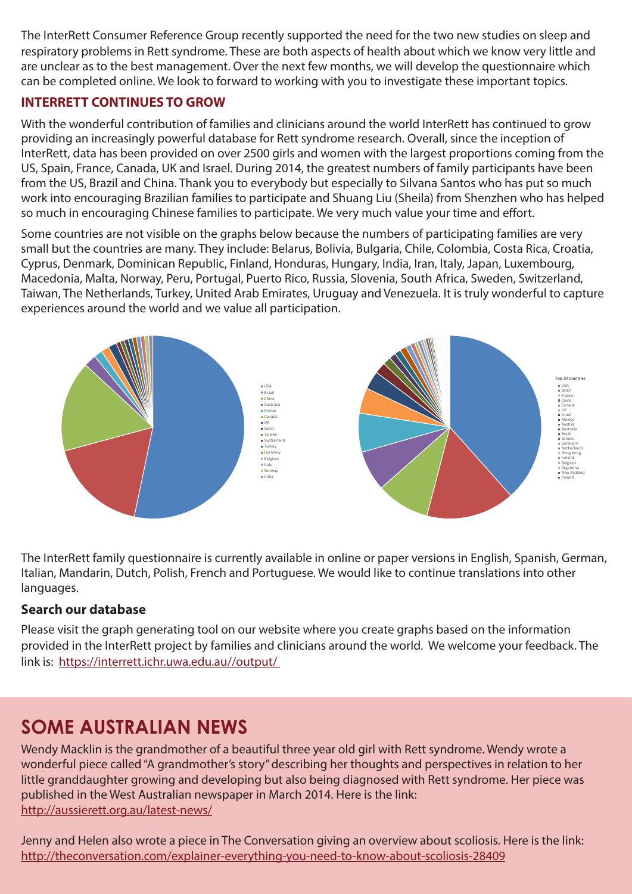The InterRett Consumer Reference Group recently supported the need for the two new studies on sleep and respiratory problems in Rett syndrome. These are both aspects of health about which we know very little and are unclear as to the best management. Over the next few months, we will develop the questionnaire which can be completed online. We look to forward to working with you to investigate these important topics.

## INTERRETT CONTINUES TO GROW

With the wonderful contribution of families and clinicians around the world InterRett has continued to grow providing an increasingly powerful database for Rett syndrome research. Overall, since the inception of InterRett, data has been provided on over 2500 girls and women with the largest proportions coming from the US, Spain, France, Canada, UK and Israel. During 2014, the greatest numbers of family participants have been from the US, Brazil and China. Thank you to everybody but especially to Silvana Santos who has put so much work into encouraging Brazilian families to participate and Shuang Liu (Sheila) from Shenzhen who has helped so much in encouraging Chinese families to participate. We very much value your time and effort.

Some countries are not visible on the graphs below because the numbers of participating families are very small but the countries are many. They include: Belarus, Bolivia, Bulgaria, Chile, Colombia, Costa Rica, Croatia, Cyprus, Denmark, Dominican Republic, Finland, Honduras, Hungary, India, Iran, Italy, Japan, Luxembourg, Macedonia, Malta, Norway, Peru, Portugal, Puerto Rico, Russia, Slovenia, South Africa, Sweden, Switzerland, Taiwan, The Netherlands, Turkey, United Arab Emirates, Uruguay and Venezuela. It is truly wonderful to capture experiences around the world and we value all participation.

- USA
- Brazil
- China
- Australia
- France
- Canada
- UK
- Spain
- Taiwan
- Switzerland
- Turkey
- Germany
- Belgium
- Italy
- Norway
- India

Top 20 countries

- USA
- Spain
- France
- China
- Canada
- UK
- Israel
- Mexico
- Austria
- Australia
- Brazil
- Greece
- Germany
- Netherlands
- Hong Kong
- Ireland
- Belgium
- Argentina
- New Zealand
- Poland

The InterRett family questionnaire is currently available in online or paper versions in English, Spanish, German, Italian, Mandarin, Dutch, Polish, French and Portuguese. We would like to continue translations into other languages.

### Search our database

Please visit the graph generating tool on our website where you create graphs based on the information provided in the InterRett project by families and clinicians around the world. We welcome your feedback. The link is: https://interrett.ichr.uwa.edu.au//output/

## SOME AUSTRALIAN NEWS

Wendy Macklin is the grandmother of a beautiful three year old girl with Rett syndrome. Wendy wrote a wonderful piece called "A grandmother's story" describing her thoughts and perspectives in relation to her little granddaughter growing and developing but also being diagnosed with Rett syndrome. Her piece was published in the West Australian newspaper in March 2014. Here is the link: http://aussierett.org.au/latest-news/

Jenny and Helen also wrote a piece in The Conversation giving an overview about scoliosis. Here is the link: http://theconversation.com/explainer-everything-you-need-to-know-about-scoliosis-28409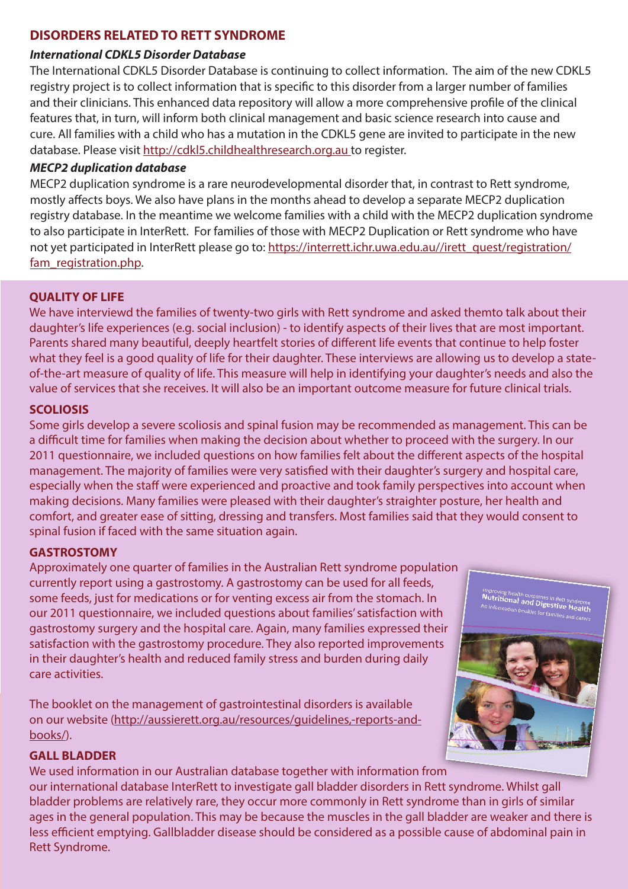## DISORDERS RELATED TO RETT SYNDROME

***International CDKL5 Disorder Database***

The International CDKL5 Disorder Database is continuing to collect information. The aim of the new CDKL5 registry project is to collect information that is specific to this disorder from a larger number of families and their clinicians. This enhanced data repository will allow a more comprehensive profile of the clinical features that, in turn, will inform both clinical management and basic science research into cause and cure. All families with a child who has a mutation in the CDKL5 gene are invited to participate in the new database. Please visit http://cdkl5.childhealthresearch.org.au to register.

***MECP2 duplication database***

MECP2 duplication syndrome is a rare neurodevelopmental disorder that, in contrast to Rett syndrome, mostly affects boys. We also have plans in the months ahead to develop a separate MECP2 duplication registry database. In the meantime we welcome families with a child with the MECP2 duplication syndrome to also participate in InterRett. For families of those with MECP2 Duplication or Rett syndrome who have not yet participated in InterRett please go to: https://interrett.ichr.uwa.edu.au//irett_quest/registration/fam_registration.php.

## QUALITY OF LIFE

We have interviewd the families of twenty-two girls with Rett syndrome and asked themto talk about their daughter's life experiences (e.g. social inclusion) - to identify aspects of their lives that are most important. Parents shared many beautiful, deeply heartfelt stories of different life events that continue to help foster what they feel is a good quality of life for their daughter. These interviews are allowing us to develop a state-of-the-art measure of quality of life. This measure will help in identifying your daughter's needs and also the value of services that she receives. It will also be an important outcome measure for future clinical trials.

## SCOLIOSIS

Some girls develop a severe scoliosis and spinal fusion may be recommended as management. This can be a difficult time for families when making the decision about whether to proceed with the surgery. In our 2011 questionnaire, we included questions on how families felt about the different aspects of the hospital management. The majority of families were very satisfied with their daughter's surgery and hospital care, especially when the staff were experienced and proactive and took family perspectives into account when making decisions. Many families were pleased with their daughter's straighter posture, her health and comfort, and greater ease of sitting, dressing and transfers. Most families said that they would consent to spinal fusion if faced with the same situation again.

## GASTROSTOMY

Approximately one quarter of families in the Australian Rett syndrome population currently report using a gastrostomy. A gastrostomy can be used for all feeds, some feeds, just for medications or for venting excess air from the stomach. In our 2011 questionnaire, we included questions about families' satisfaction with gastrostomy surgery and the hospital care. Again, many families expressed their satisfaction with the gastrostomy procedure. They also reported improvements in their daughter's health and reduced family stress and burden during daily care activities.

The booklet on the management of gastrointestinal disorders is available on our website (http://aussierett.org.au/resources/guidelines,-reports-and-books/).

## GALL BLADDER

We used information in our Australian database together with information from our international database InterRett to investigate gall bladder disorders in Rett syndrome. Whilst gall bladder problems are relatively rare, they occur more commonly in Rett syndrome than in girls of similar ages in the general population. This may be because the muscles in the gall bladder are weaker and there is less efficient emptying. Gallbladder disease should be considered as a possible cause of abdominal pain in Rett Syndrome.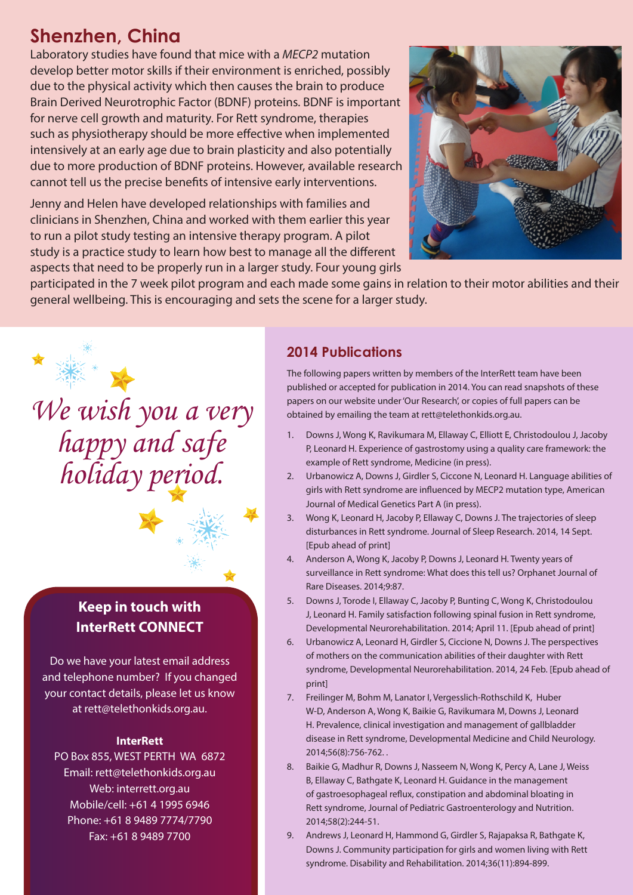## Shenzhen, China

Laboratory studies have found that mice with a *MECP2* mutation develop better motor skills if their environment is enriched, possibly due to the physical activity which then causes the brain to produce Brain Derived Neurotrophic Factor (BDNF) proteins. BDNF is important for nerve cell growth and maturity. For Rett syndrome, therapies such as physiotherapy should be more effective when implemented intensively at an early age due to brain plasticity and also potentially due to more production of BDNF proteins. However, available research cannot tell us the precise benefits of intensive early interventions.

Jenny and Helen have developed relationships with families and clinicians in Shenzhen, China and worked with them earlier this year to run a pilot study testing an intensive therapy program. A pilot study is a practice study to learn how best to manage all the different aspects that need to be properly run in a larger study. Four young girls participated in the 7 week pilot program and each made some gains in relation to their motor abilities and their general wellbeing. This is encouraging and sets the scene for a larger study.

*We wish you a very happy and safe holiday period.*

### Keep in touch with InterRett CONNECT

Do we have your latest email address and telephone number? If you changed your contact details, please let us know at rett@telethonkids.org.au.

**InterRett**
PO Box 855, WEST PERTH WA 6872
Email: rett@telethonkids.org.au
Web: interrett.org.au
Mobile/cell: +61 4 1995 6946
Phone: +61 8 9489 7774/7790
Fax: +61 8 9489 7700

## 2014 Publications

The following papers written by members of the InterRett team have been published or accepted for publication in 2014. You can read snapshots of these papers on our website under 'Our Research', or copies of full papers can be obtained by emailing the team at rett@telethonkids.org.au.

1. Downs J, Wong K, Ravikumara M, Ellaway C, Elliott E, Christodoulou J, Jacoby P, Leonard H. Experience of gastrostomy using a quality care framework: the example of Rett syndrome, Medicine (in press).
2. Urbanowicz A, Downs J, Girdler S, Ciccone N, Leonard H. Language abilities of girls with Rett syndrome are influenced by MECP2 mutation type, American Journal of Medical Genetics Part A (in press).
3. Wong K, Leonard H, Jacoby P, Ellaway C, Downs J. The trajectories of sleep disturbances in Rett syndrome. Journal of Sleep Research. 2014, 14 Sept. [Epub ahead of print]
4. Anderson A, Wong K, Jacoby P, Downs J, Leonard H. Twenty years of surveillance in Rett syndrome: What does this tell us? Orphanet Journal of Rare Diseases. 2014;9:87.
5. Downs J, Torode I, Ellaway C, Jacoby P, Bunting C, Wong K, Christodoulou J, Leonard H. Family satisfaction following spinal fusion in Rett syndrome, Developmental Neurorehabilitation. 2014; April 11. [Epub ahead of print]
6. Urbanowicz A, Leonard H, Girdler S, Ciccone N, Downs J. The perspectives of mothers on the communication abilities of their daughter with Rett syndrome, Developmental Neurorehabilitation. 2014, 24 Feb. [Epub ahead of print]
7. Freilinger M, Bohm M, Lanator I, Vergesslich-Rothschild K, Huber W-D, Anderson A, Wong K, Baikie G, Ravikumara M, Downs J, Leonard H. Prevalence, clinical investigation and management of gallbladder disease in Rett syndrome, Developmental Medicine and Child Neurology. 2014;56(8):756-762. .
8. Baikie G, Madhur R, Downs J, Nasseem N, Wong K, Percy A, Lane J, Weiss B, Ellaway C, Bathgate K, Leonard H. Guidance in the management of gastroesophageal reflux, constipation and abdominal bloating in Rett syndrome, Journal of Pediatric Gastroenterology and Nutrition. 2014;58(2):244-51.
9. Andrews J, Leonard H, Hammond G, Girdler S, Rajapaksa R, Bathgate K, Downs J. Community participation for girls and women living with Rett syndrome. Disability and Rehabilitation. 2014;36(11):894-899.